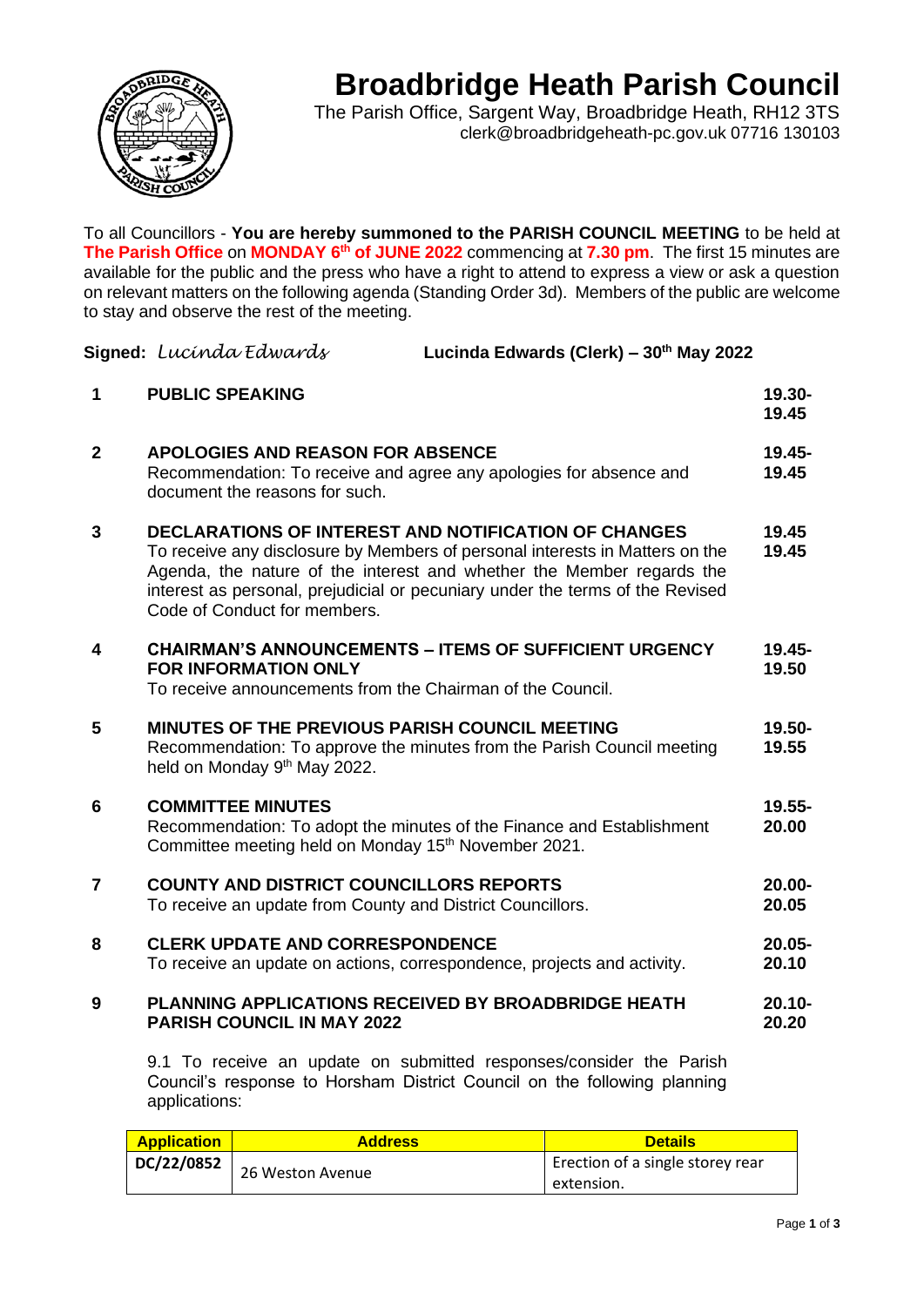# Broadbridge Heath Parish Council

The Parish Office, Sargent Way, Broadbridge Heath, RH12 3TS
clerk@broadbridgeheath-pc.gov.uk 07716 130103

To all Councillors - **You are hereby summoned to the PARISH COUNCIL MEETING** to be held at **The Parish Office** on **MONDAY 6th of JUNE 2022** commencing at **7.30 pm**. The first 15 minutes are available for the public and the press who have a right to attend to express a view or ask a question on relevant matters on the following agenda (Standing Order 3d). Members of the public are welcome to stay and observe the rest of the meeting.

**Signed:** *Lucinda Edwards* **Lucinda Edwards (Clerk) – 30th May 2022**

| | | |
|---|---|---|
| **1** | **PUBLIC SPEAKING** | **19.30-19.45** |
| **2** | **APOLOGIES AND REASON FOR ABSENCE**<br>Recommendation: To receive and agree any apologies for absence and document the reasons for such. | **19.45-19.45** |
| **3** | **DECLARATIONS OF INTEREST AND NOTIFICATION OF CHANGES**<br>To receive any disclosure by Members of personal interests in Matters on the Agenda, the nature of the interest and whether the Member regards the interest as personal, prejudicial or pecuniary under the terms of the Revised Code of Conduct for members. | **19.45 19.45** |
| **4** | **CHAIRMAN'S ANNOUNCEMENTS – ITEMS OF SUFFICIENT URGENCY FOR INFORMATION ONLY**<br>To receive announcements from the Chairman of the Council. | **19.45-19.50** |
| **5** | **MINUTES OF THE PREVIOUS PARISH COUNCIL MEETING**<br>Recommendation: To approve the minutes from the Parish Council meeting held on Monday 9th May 2022. | **19.50-19.55** |
| **6** | **COMMITTEE MINUTES**<br>Recommendation: To adopt the minutes of the Finance and Establishment Committee meeting held on Monday 15th November 2021. | **19.55-20.00** |
| **7** | **COUNTY AND DISTRICT COUNCILLORS REPORTS**<br>To receive an update from County and District Councillors. | **20.00-20.05** |
| **8** | **CLERK UPDATE AND CORRESPONDENCE**<br>To receive an update on actions, correspondence, projects and activity. | **20.05-20.10** |
| **9** | **PLANNING APPLICATIONS RECEIVED BY BROADBRIDGE HEATH PARISH COUNCIL IN MAY 2022** | **20.10-20.20** |

9.1 To receive an update on submitted responses/consider the Parish Council's response to Horsham District Council on the following planning applications:

| Application | Address | Details |
|---|---|---|
| DC/22/0852 | 26 Weston Avenue | Erection of a single storey rear extension. |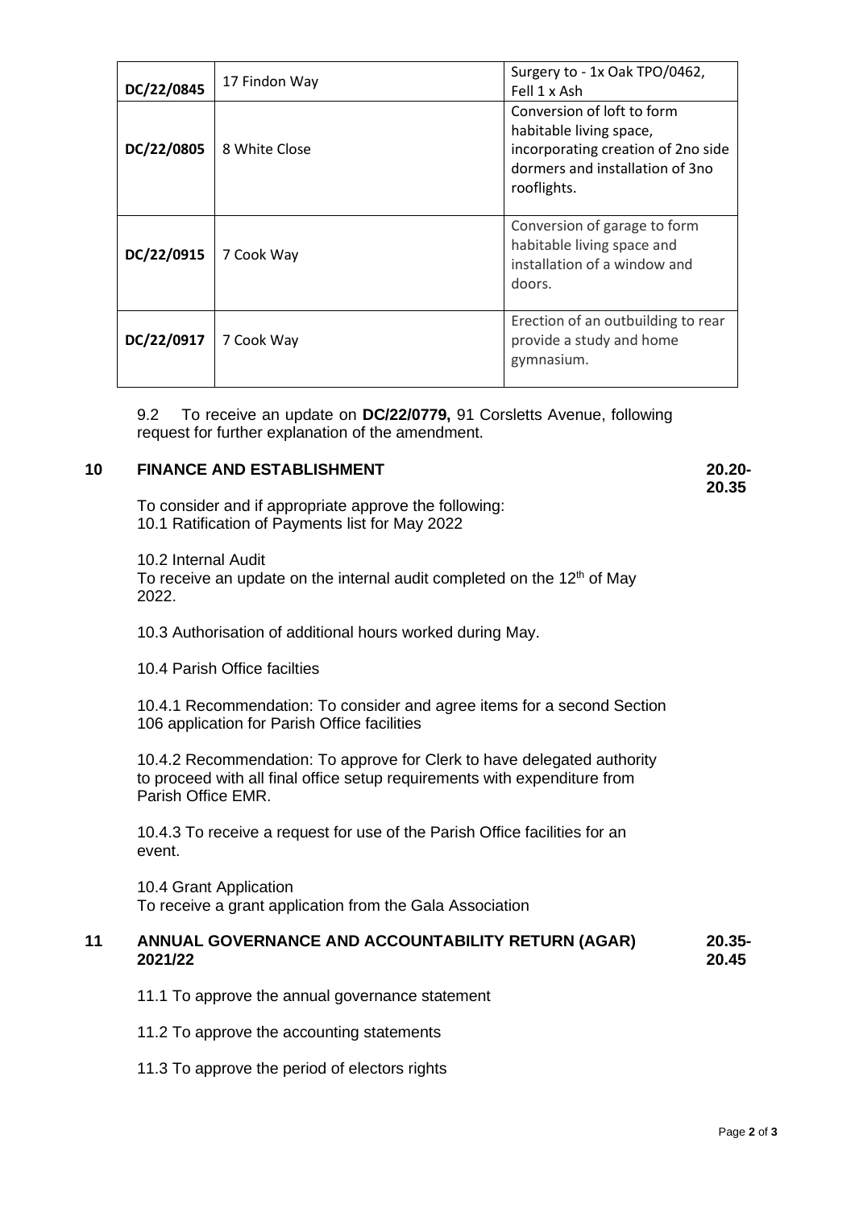| DC/22/0845 | 17 Findon Way | Surgery to - 1x Oak TPO/0462, Fell 1 x Ash |
|---|---|---|
| DC/22/0805 | 8 White Close | Conversion of loft to form habitable living space, incorporating creation of 2no side dormers and installation of 3no rooflights. |
| DC/22/0915 | 7 Cook Way | Conversion of garage to form habitable living space and installation of a window and doors. |
| DC/22/0917 | 7 Cook Way | Erection of an outbuilding to rear provide a study and home gymnasium. |

9.2 To receive an update on **DC/22/0779,** 91 Corsletts Avenue, following request for further explanation of the amendment.

## 10 FINANCE AND ESTABLISHMENT **20.20-20.35**

To consider and if appropriate approve the following:
10.1 Ratification of Payments list for May 2022

10.2 Internal Audit
To receive an update on the internal audit completed on the 12th of May 2022.

10.3 Authorisation of additional hours worked during May.

10.4 Parish Office facilties

10.4.1 Recommendation: To consider and agree items for a second Section 106 application for Parish Office facilities

10.4.2 Recommendation: To approve for Clerk to have delegated authority to proceed with all final office setup requirements with expenditure from Parish Office EMR.

10.4.3 To receive a request for use of the Parish Office facilities for an event.

10.4 Grant Application
To receive a grant application from the Gala Association

## 11 ANNUAL GOVERNANCE AND ACCOUNTABILITY RETURN (AGAR) 2021/22 **20.35-20.45**

11.1 To approve the annual governance statement

11.2 To approve the accounting statements

11.3 To approve the period of electors rights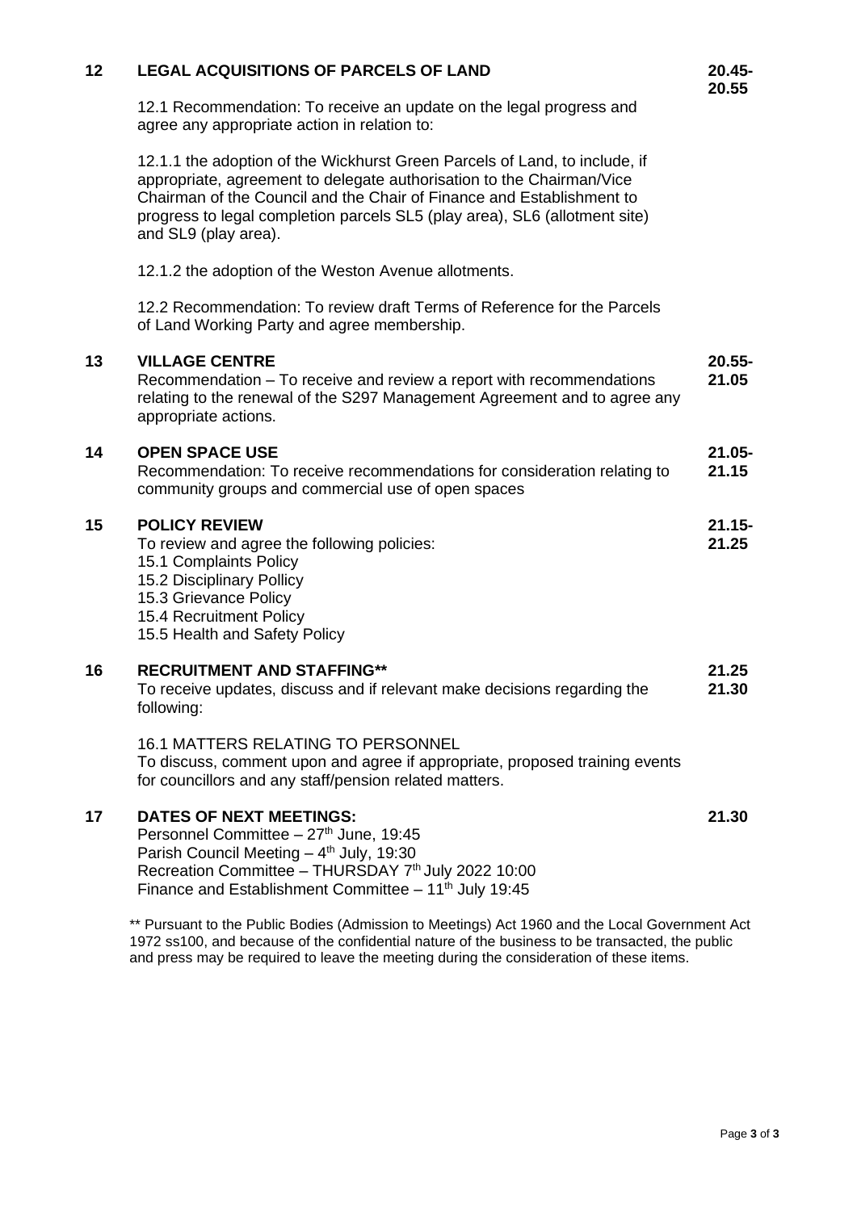## 12 LEGAL ACQUISITIONS OF PARCELS OF LAND — **20.45-20.55**

12.1 Recommendation: To receive an update on the legal progress and agree any appropriate action in relation to:

12.1.1 the adoption of the Wickhurst Green Parcels of Land, to include, if appropriate, agreement to delegate authorisation to the Chairman/Vice Chairman of the Council and the Chair of Finance and Establishment to progress to legal completion parcels SL5 (play area), SL6 (allotment site) and SL9 (play area).

12.1.2 the adoption of the Weston Avenue allotments.

12.2 Recommendation: To review draft Terms of Reference for the Parcels of Land Working Party and agree membership.

## 13 VILLAGE CENTRE — **20.55-21.05**

Recommendation – To receive and review a report with recommendations relating to the renewal of the S297 Management Agreement and to agree any appropriate actions.

## 14 OPEN SPACE USE — **21.05-21.15**

Recommendation: To receive recommendations for consideration relating to community groups and commercial use of open spaces

## 15 POLICY REVIEW — **21.15-21.25**

To review and agree the following policies:

15.1 Complaints Policy
15.2 Disciplinary Pollicy
15.3 Grievance Policy
15.4 Recruitment Policy
15.5 Health and Safety Policy

## 16 RECRUITMENT AND STAFFING** — **21.25 21.30**

To receive updates, discuss and if relevant make decisions regarding the following:

16.1 MATTERS RELATING TO PERSONNEL
To discuss, comment upon and agree if appropriate, proposed training events for councillors and any staff/pension related matters.

## 17 DATES OF NEXT MEETINGS: — **21.30**

Personnel Committee – 27th June, 19:45
Parish Council Meeting – 4th July, 19:30
Recreation Committee – THURSDAY 7th July 2022 10:00
Finance and Establishment Committee – 11th July 19:45

** Pursuant to the Public Bodies (Admission to Meetings) Act 1960 and the Local Government Act 1972 ss100, and because of the confidential nature of the business to be transacted, the public and press may be required to leave the meeting during the consideration of these items.